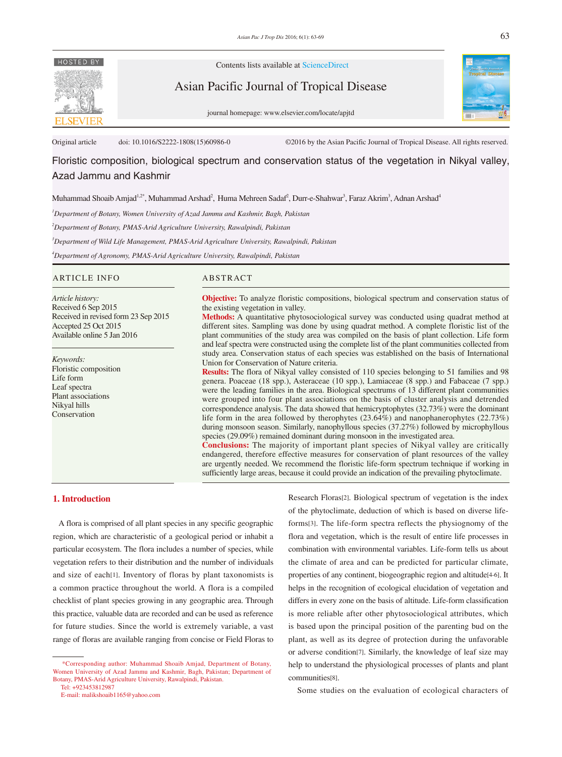Original article doi: 10.1016/S2222-1808(15)60986-0 ©2016 by the Asian Pacific Journal of Tropical Disease. All rights reserved.

# Floristic composition, biological spectrum and conservation status of the vegetation in Nikyal valley, Azad Jammu and Kashmir

Muhammad Shoaib Amjad[1,2*], Muhammad Arshad[2], Huma Mehreen Sadaf[2], Durr-e-Shahwar[3], Faraz Akrim[3], Adnan Arshad[4]

[1]*Department of Botany, Women University of Azad Jammu and Kashmir, Bagh, Pakistan*

[2]*Department of Botany, PMAS-Arid Agriculture University, Rawalpindi, Pakistan*

[3]*Department of Wild Life Management, PMAS-Arid Agriculture University, Rawalpindi, Pakistan*

[4]*Department of Agronomy, PMAS-Arid Agriculture University, Rawalpindi, Pakistan*

## ARTICLE INFO

*Article history:*
Received 6 Sep 2015
Received in revised form 23 Sep 2015
Accepted 25 Oct 2015
Available online 5 Jan 2016

*Keywords:*
Floristic composition
Life form
Leaf spectra
Plant associations
Nikyal hills
Conservation

## ABSTRACT

**Objective:** To analyze floristic compositions, biological spectrum and conservation status of the existing vegetation in valley.
**Methods:** A quantitative phytosociological survey was conducted using quadrat method at different sites. Sampling was done by using quadrat method. A complete floristic list of the plant communities of the study area was compiled on the basis of plant collection. Life form and leaf spectra were constructed using the complete list of the plant communities collected from study area. Conservation status of each species was established on the basis of International Union for Conservation of Nature criteria.
**Results:** The flora of Nikyal valley consisted of 110 species belonging to 51 families and 98 genera. Poaceae (18 spp.), Asteraceae (10 spp.), Lamiaceae (8 spp.) and Fabaceae (7 spp.) were the leading families in the area. Biological spectrums of 13 different plant communities were grouped into four plant associations on the basis of cluster analysis and detrended correspondence analysis. The data showed that hemicryptophytes (32.73%) were the dominant life form in the area followed by therophytes (23.64%) and nanophanerophytes (22.73%) during monsoon season. Similarly, nanophyllous species (37.27%) followed by microphyllous species (29.09%) remained dominant during monsoon in the investigated area.
**Conclusions:** The majority of important plant species of Nikyal valley are critically endangered, therefore effective measures for conservation of plant resources of the valley are urgently needed. We recommend the floristic life-form spectrum technique if working in sufficiently large areas, because it could provide an indication of the prevailing phytoclimate.

## 1. Introduction

A flora is comprised of all plant species in any specific geographic region, which are characteristic of a geological period or inhabit a particular ecosystem. The flora includes a number of species, while vegetation refers to their distribution and the number of individuals and size of each[1]. Inventory of floras by plant taxonomists is a common practice throughout the world. A flora is a compiled checklist of plant species growing in any geographic area. Through this practice, valuable data are recorded and can be used as reference for future studies. Since the world is extremely variable, a vast range of floras are available ranging from concise or Field Floras to Research Floras[2]. Biological spectrum of vegetation is the index of the phytoclimate, deduction of which is based on diverse life-forms[3]. The life-form spectra reflects the physiognomy of the flora and vegetation, which is the result of entire life processes in combination with environmental variables. Life-form tells us about the climate of area and can be predicted for particular climate, properties of any continent, biogeographic region and altitude[4-6]. It helps in the recognition of ecological elucidation of vegetation and differs in every zone on the basis of altitude. Life-form classification is more reliable after other phytosociological attributes, which is based upon the principal position of the parenting bud on the plant, as well as its degree of protection during the unfavorable or adverse condition[7]. Similarly, the knowledge of leaf size may help to understand the physiological processes of plants and plant communities[8].

Some studies on the evaluation of ecological characters of

*Corresponding author: Muhammad Shoaib Amjad, Department of Botany, Women University of Azad Jammu and Kashmir, Bagh, Pakistan; Department of Botany, PMAS-Arid Agriculture University, Rawalpindi, Pakistan.
Tel: +923453812987
E-mail: malikshoaib1165@yahoo.com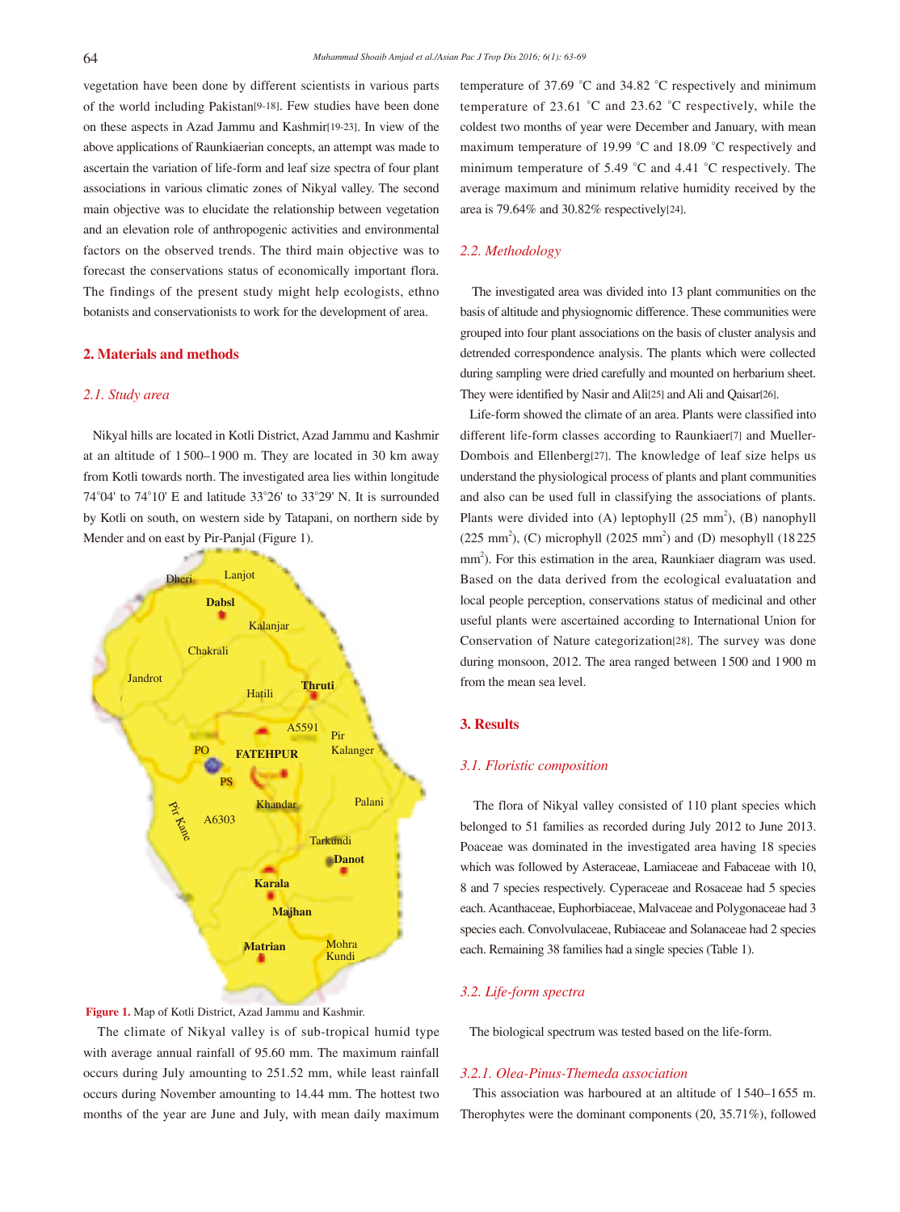vegetation have been done by different scientists in various parts of the world including Pakistan[9-18]. Few studies have been done on these aspects in Azad Jammu and Kashmir[19-23]. In view of the above applications of Raunkiaerian concepts, an attempt was made to ascertain the variation of life-form and leaf size spectra of four plant associations in various climatic zones of Nikyal valley. The second main objective was to elucidate the relationship between vegetation and an elevation role of anthropogenic activities and environmental factors on the observed trends. The third main objective was to forecast the conservations status of economically important flora. The findings of the present study might help ecologists, ethno botanists and conservationists to work for the development of area.

## 2. Materials and methods

### 2.1. Study area

Nikyal hills are located in Kotli District, Azad Jammu and Kashmir at an altitude of 1 500–1 900 m. They are located in 30 km away from Kotli towards north. The investigated area lies within longitude 74°04' to 74°10' E and latitude 33°26' to 33°29' N. It is surrounded by Kotli on south, on western side by Tatapani, on northern side by Mender and on east by Pir-Panjal (Figure 1).

Dheri
Lanjot
Dabsl
Kalanjar
Chakrali
Jandrot
Hatili
Thruti
A5591
Pir Kalanger
PO
FATEHPUR
PS
Khandar
Palani
Pir Kanc
A6303
Tarkundi
Danot
Karala
Majhan
Matrian
Mohra Kundi

**Figure 1.** Map of Kotli District, Azad Jammu and Kashmir.

The climate of Nikyal valley is of sub-tropical humid type with average annual rainfall of 95.60 mm. The maximum rainfall occurs during July amounting to 251.52 mm, while least rainfall occurs during November amounting to 14.44 mm. The hottest two months of the year are June and July, with mean daily maximum temperature of 37.69 °C and 34.82 °C respectively and minimum temperature of 23.61 °C and 23.62 °C respectively, while the coldest two months of year were December and January, with mean maximum temperature of 19.99 °C and 18.09 °C respectively and minimum temperature of 5.49 °C and 4.41 °C respectively. The average maximum and minimum relative humidity received by the area is 79.64% and 30.82% respectively[24].

### 2.2. Methodology

The investigated area was divided into 13 plant communities on the basis of altitude and physiognomic difference. These communities were grouped into four plant associations on the basis of cluster analysis and detrended correspondence analysis. The plants which were collected during sampling were dried carefully and mounted on herbarium sheet. They were identified by Nasir and Ali[25] and Ali and Qaisar[26].

Life-form showed the climate of an area. Plants were classified into different life-form classes according to Raunkiaer[7] and Mueller-Dombois and Ellenberg[27]. The knowledge of leaf size helps us understand the physiological process of plants and plant communities and also can be used full in classifying the associations of plants. Plants were divided into (A) leptophyll (25 $mm^2$), (B) nanophyll (225 $mm^2$), (C) microphyll (2 025 $mm^2$) and (D) mesophyll (18 225 $mm^2$). For this estimation in the area, Raunkiaer diagram was used. Based on the data derived from the ecological evaluatation and local people perception, conservations status of medicinal and other useful plants were ascertained according to International Union for Conservation of Nature categorization[28]. The survey was done during monsoon, 2012. The area ranged between 1 500 and 1 900 m from the mean sea level.

## 3. Results

### 3.1. Floristic composition

The flora of Nikyal valley consisted of 110 plant species which belonged to 51 families as recorded during July 2012 to June 2013. Poaceae was dominated in the investigated area having 18 species which was followed by Asteraceae, Lamiaceae and Fabaceae with 10, 8 and 7 species respectively. Cyperaceae and Rosaceae had 5 species each. Acanthaceae, Euphorbiaceae, Malvaceae and Polygonaceae had 3 species each. Convolvulaceae, Rubiaceae and Solanaceae had 2 species each. Remaining 38 families had a single species (Table 1).

### 3.2. Life-form spectra

The biological spectrum was tested based on the life-form.

#### 3.2.1. Olea-Pinus-Themeda association

This association was harboured at an altitude of 1 540–1 655 m. Therophytes were the dominant components (20, 35.71%), followed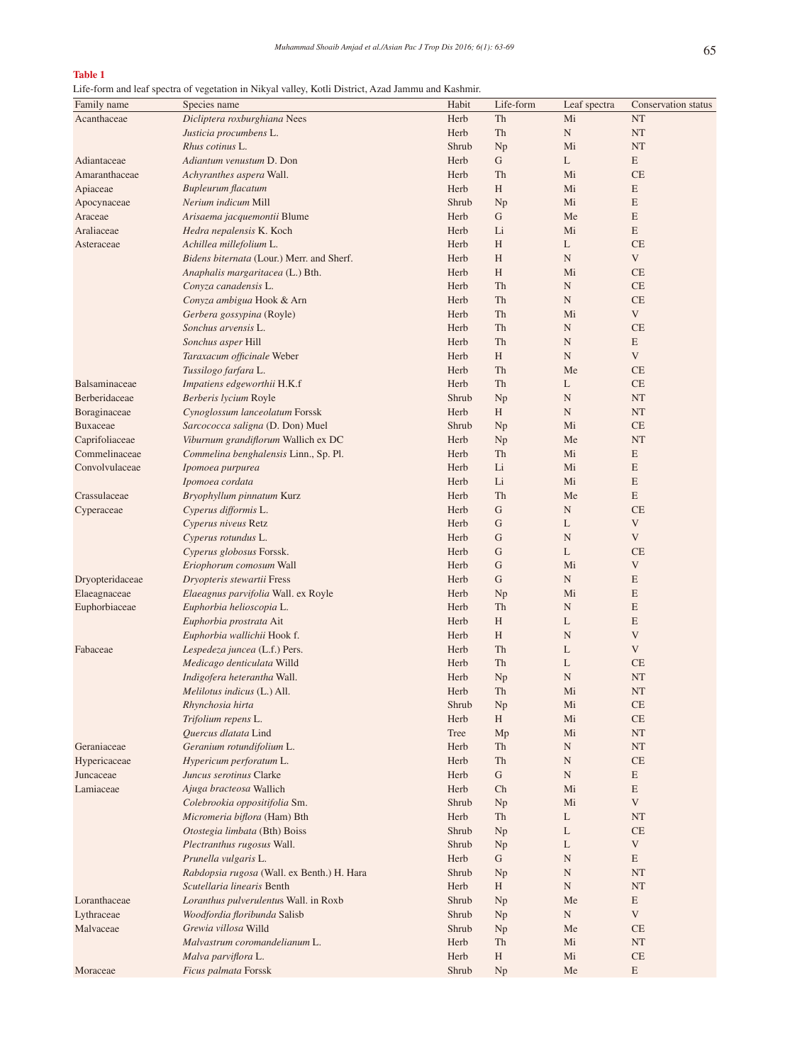**Table 1**

Life-form and leaf spectra of vegetation in Nikyal valley, Kotli District, Azad Jammu and Kashmir.

| Family name | Species name | Habit | Life-form | Leaf spectra | Conservation status |
|---|---|---|---|---|---|
| Acanthaceae | *Dicliptera roxburghiana* Nees | Herb | Th | Mi | NT |
| | *Justicia procumbens* L. | Herb | Th | N | NT |
| | *Rhus cotinus* L. | Shrub | Np | Mi | NT |
| Adiantaceae | *Adiantum venustum* D. Don | Herb | G | L | E |
| Amaranthaceae | *Achyranthes aspera* Wall. | Herb | Th | Mi | CE |
| Apiaceae | *Bupleurum flacatum* | Herb | H | Mi | E |
| Apocynaceae | *Nerium indicum* Mill | Shrub | Np | Mi | E |
| Araceae | *Arisaema jacquemontii* Blume | Herb | G | Me | E |
| Araliaceae | *Hedra nepalensis* K. Koch | Herb | Li | Mi | E |
| Asteraceae | *Achillea millefolium* L. | Herb | H | L | CE |
| | *Bidens biternata* (Lour.) Merr. and Sherf. | Herb | H | N | V |
| | *Anaphalis margaritacea* (L.) Bth. | Herb | H | Mi | CE |
| | *Conyza canadensis* L. | Herb | Th | N | CE |
| | *Conyza ambigua* Hook & Arn | Herb | Th | N | CE |
| | *Gerbera gossypina* (Royle) | Herb | Th | Mi | V |
| | *Sonchus arvensis* L. | Herb | Th | N | CE |
| | *Sonchus asper* Hill | Herb | Th | N | E |
| | *Taraxacum officinale* Weber | Herb | H | N | V |
| | *Tussilogo farfara* L. | Herb | Th | Me | CE |
| Balsaminaceae | *Impatiens edgeworthii* H.K.f | Herb | Th | L | CE |
| Berberidaceae | *Berberis lycium* Royle | Shrub | Np | N | NT |
| Boraginaceae | *Cynoglossum lanceolatum* Forssk | Herb | H | N | NT |
| Buxaceae | *Sarcococca saligna* (D. Don) Muel | Shrub | Np | Mi | CE |
| Caprifoliaceae | *Viburnum grandiflorum* Wallich ex DC | Herb | Np | Me | NT |
| Commelinaceae | *Commelina benghalensis* Linn., Sp. Pl. | Herb | Th | Mi | E |
| Convolvulaceae | *Ipomoea purpurea* | Herb | Li | Mi | E |
| | *Ipomoea cordata* | Herb | Li | Mi | E |
| Crassulaceae | *Bryophyllum pinnatum* Kurz | Herb | Th | Me | E |
| Cyperaceae | *Cyperus difformis* L. | Herb | G | N | CE |
| | *Cyperus niveus* Retz | Herb | G | L | V |
| | *Cyperus rotundus* L. | Herb | G | N | V |
| | *Cyperus globosus* Forssk. | Herb | G | L | CE |
| | *Eriophorum comosum* Wall | Herb | G | Mi | V |
| Dryopteridaceae | *Dryopteris stewartii* Fress | Herb | G | N | E |
| Elaeagnaceae | *Elaeagnus parvifolia* Wall. ex Royle | Herb | Np | Mi | E |
| Euphorbiaceae | *Euphorbia helioscopia* L. | Herb | Th | N | E |
| | *Euphorbia prostrata* Ait | Herb | H | L | E |
| | *Euphorbia wallichii* Hook f. | Herb | H | N | V |
| Fabaceae | *Lespedeza juncea* (L.f.) Pers. | Herb | Th | L | V |
| | *Medicago denticulata* Willd | Herb | Th | L | CE |
| | *Indigofera heterantha* Wall. | Herb | Np | N | NT |
| | *Melilotus indicus* (L.) All. | Herb | Th | Mi | NT |
| | *Rhynchosia hirta* | Shrub | Np | Mi | CE |
| | *Trifolium repens* L. | Herb | H | Mi | CE |
| | *Quercus dlatata* Lind | Tree | Mp | Mi | NT |
| Geraniaceae | *Geranium rotundifolium* L. | Herb | Th | N | NT |
| Hypericaceae | *Hypericum perforatum* L. | Herb | Th | N | CE |
| Juncaceae | *Juncus serotinus* Clarke | Herb | G | N | E |
| Lamiaceae | *Ajuga bracteosa* Wallich | Herb | Ch | Mi | E |
| | *Colebrookia oppositifolia* Sm. | Shrub | Np | Mi | V |
| | *Micromeria biflora* (Ham) Bth | Herb | Th | L | NT |
| | *Otostegia limbata* (Bth) Boiss | Shrub | Np | L | CE |
| | *Plectranthus rugosus* Wall. | Shrub | Np | L | V |
| | *Prunella vulgaris* L. | Herb | G | N | E |
| | *Rabdopsia rugosa* (Wall. ex Benth.) H. Hara | Shrub | Np | N | NT |
| | *Scutellaria linearis* Benth | Herb | H | N | NT |
| Loranthaceae | *Loranthus pulverulentus* Wall. in Roxb | Shrub | Np | Me | E |
| Lythraceae | *Woodfordia floribunda* Salisb | Shrub | Np | N | V |
| Malvaceae | *Grewia villosa* Willd | Shrub | Np | Me | CE |
| | *Malvastrum coromandelianum* L. | Herb | Th | Mi | NT |
| | *Malva parviflora* L. | Herb | H | Mi | CE |
| Moraceae | *Ficus palmata* Forssk | Shrub | Np | Me | E |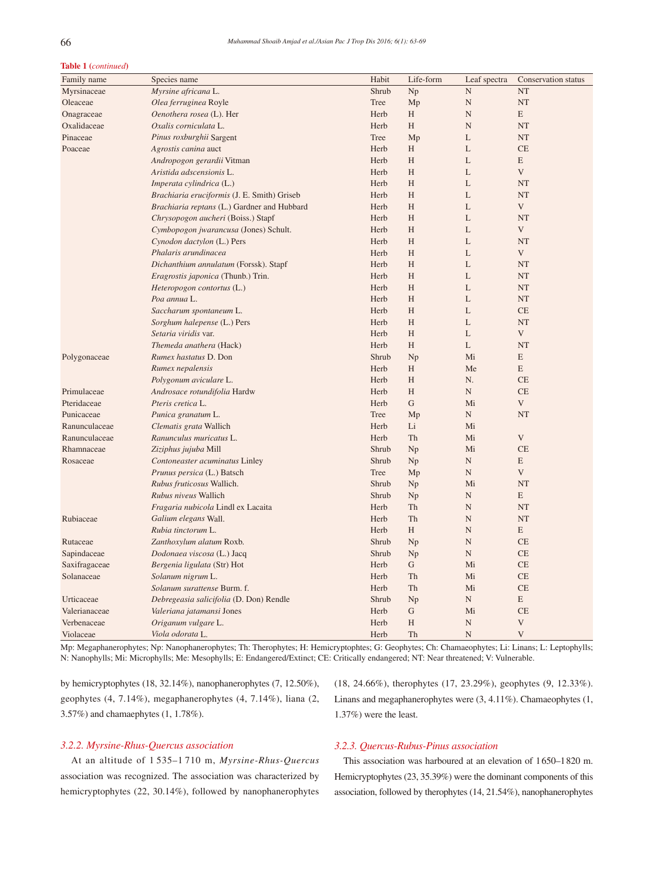**Table 1** (*continued*)

| Family name | Species name | Habit | Life-form | Leaf spectra | Conservation status |
|---|---|---|---|---|---|
| Myrsinaceae | *Myrsine africana* L. | Shrub | Np | N | NT |
| Oleaceae | *Olea ferruginea* Royle | Tree | Mp | N | NT |
| Onagraceae | *Oenothera rosea* (L). Her | Herb | H | N | E |
| Oxalidaceae | *Oxalis corniculata* L. | Herb | H | N | NT |
| Pinaceae | *Pinus roxburghii* Sargent | Tree | Mp | L | NT |
| Poaceae | *Agrostis canina* auct | Herb | H | L | CE |
| | *Andropogon gerardii* Vitman | Herb | H | L | E |
| | *Aristida adscensionis* L. | Herb | H | L | V |
| | *Imperata cylindrica* (L.) | Herb | H | L | NT |
| | *Brachiaria eruciformis* (J. E. Smith) Griseb | Herb | H | L | NT |
| | *Brachiaria reptans* (L.) Gardner and Hubbard | Herb | H | L | V |
| | *Chrysopogon aucheri* (Boiss.) Stapf | Herb | H | L | NT |
| | *Cymbopogon jwarancusa* (Jones) Schult. | Herb | H | L | V |
| | *Cynodon dactylon* (L.) Pers | Herb | H | L | NT |
| | *Phalaris arundinacea* | Herb | H | L | V |
| | *Dichanthium annulatum* (Forssk). Stapf | Herb | H | L | NT |
| | *Eragrostis japonica* (Thunb.) Trin. | Herb | H | L | NT |
| | *Heteropogon contortus* (L.) | Herb | H | L | NT |
| | *Poa annua* L. | Herb | H | L | NT |
| | *Saccharum spontaneum* L. | Herb | H | L | CE |
| | *Sorghum halepense* (L.) Pers | Herb | H | L | NT |
| | *Setaria viridis* var. | Herb | H | L | V |
| | *Themeda anathera* (Hack) | Herb | H | L | NT |
| Polygonaceae | *Rumex hastatus* D. Don | Shrub | Np | Mi | E |
| | *Rumex nepalensis* | Herb | H | Me | E |
| | *Polygonum aviculare* L. | Herb | H | N. | CE |
| Primulaceae | *Androsace rotundifolia* Hardw | Herb | H | N | CE |
| Pteridaceae | *Pteris cretica* L. | Herb | G | Mi | V |
| Punicaceae | *Punica granatum* L. | Tree | Mp | N | NT |
| Ranunculaceae | *Clematis grata* Wallich | Herb | Li | Mi | |
| Ranunculaceae | *Ranunculus muricatus* L. | Herb | Th | Mi | V |
| Rhamnaceae | *Ziziphus jujuba* Mill | Shrub | Np | Mi | CE |
| Rosaceae | *Contoneaster acuminatus* Linley | Shrub | Np | N | E |
| | *Prunus persica* (L.) Batsch | Tree | Mp | N | V |
| | *Rubus fruticosus* Wallich. | Shrub | Np | Mi | NT |
| | *Rubus niveus* Wallich | Shrub | Np | N | E |
| | *Fragaria nubicola* Lindl ex Lacaita | Herb | Th | N | NT |
| Rubiaceae | *Galium elegans* Wall. | Herb | Th | N | NT |
| | *Rubia tinctorum* L. | Herb | H | N | E |
| Rutaceae | *Zanthoxylum alatum* Roxb. | Shrub | Np | N | CE |
| Sapindaceae | *Dodonaea viscosa* (L.) Jacq | Shrub | Np | N | CE |
| Saxifragaceae | *Bergenia ligulata* (Str) Hot | Herb | G | Mi | CE |
| Solanaceae | *Solanum nigrum* L. | Herb | Th | Mi | CE |
| | *Solanum surattense* Burm. f. | Herb | Th | Mi | CE |
| Urticaceae | *Debregeasia salicifolia* (D. Don) Rendle | Shrub | Np | N | E |
| Valerianaceae | *Valeriana jatamansi* Jones | Herb | G | Mi | CE |
| Verbenaceae | *Origanum vulgare* L. | Herb | H | N | V |
| Violaceae | *Viola odorata* L. | Herb | Th | N | V |

Mp: Megaphanerophytes; Np: Nanophanerophytes; Th: Therophytes; H: Hemicryptophtes; G: Geophytes; Ch: Chamaeophytes; Li: Linans; L: Leptophylls; N: Nanophylls; Mi: Microphylls; Me: Mesophylls; E: Endangered/Extinct; CE: Critically endangered; NT: Near threatened; V: Vulnerable.

by hemicryptophytes (18, 32.14%), nanophanerophytes (7, 12.50%), geophytes (4, 7.14%), megaphanerophytes (4, 7.14%), liana (2, 3.57%) and chamaephytes (1, 1.78%).

### *3.2.2. Myrsine-Rhus-Quercus association*

At an altitude of 1 535–1 710 m, *Myrsine-Rhus-Quercus* association was recognized. The association was characterized by hemicryptophytes (22, 30.14%), followed by nanophanerophytes (18, 24.66%), therophytes (17, 23.29%), geophytes (9, 12.33%). Linans and megaphanerophytes were (3, 4.11%). Chamaeophytes (1, 1.37%) were the least.

### *3.2.3. Quercus-Rubus-Pinus association*

This association was harboured at an elevation of 1 650–1 820 m. Hemicryptophytes (23, 35.39%) were the dominant components of this association, followed by therophytes (14, 21.54%), nanophanerophytes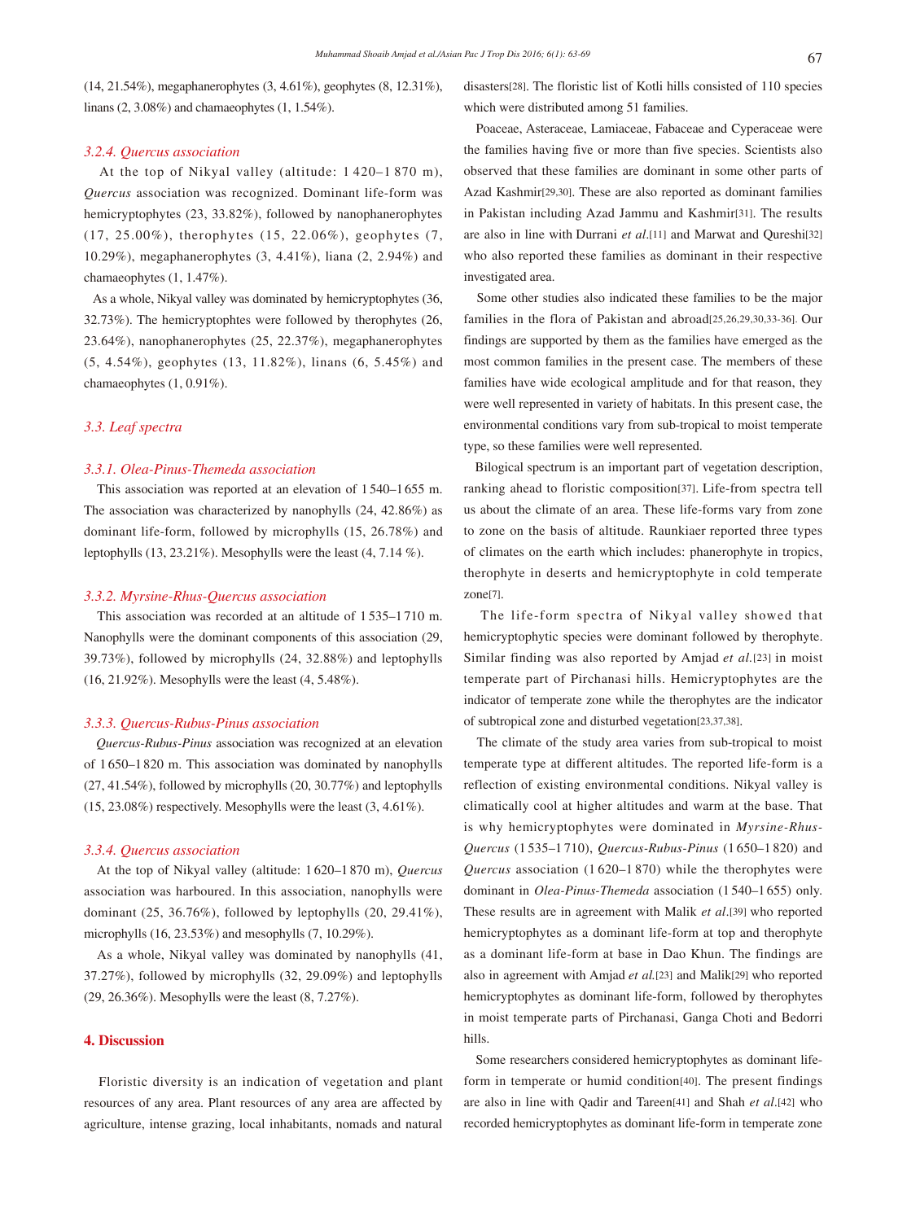(14, 21.54%), megaphanerophytes (3, 4.61%), geophytes (8, 12.31%), linans (2, 3.08%) and chamaeophytes (1, 1.54%).

### 3.2.4. *Quercus* association

At the top of Nikyal valley (altitude: 1 420–1 870 m), *Quercus* association was recognized. Dominant life-form was hemicryptophytes (23, 33.82%), followed by nanophanerophytes (17, 25.00%), therophytes (15, 22.06%), geophytes (7, 10.29%), megaphanerophytes (3, 4.41%), liana (2, 2.94%) and chamaeophytes (1, 1.47%).

As a whole, Nikyal valley was dominated by hemicryptophytes (36, 32.73%). The hemicryptophtes were followed by therophytes (26, 23.64%), nanophanerophytes (25, 22.37%), megaphanerophytes (5, 4.54%), geophytes (13, 11.82%), linans (6, 5.45%) and chamaeophytes (1, 0.91%).

## 3.3. Leaf spectra

### 3.3.1. *Olea-Pinus-Themeda* association

This association was reported at an elevation of 1 540–1 655 m. The association was characterized by nanophylls (24, 42.86%) as dominant life-form, followed by microphylls (15, 26.78%) and leptophylls (13, 23.21%). Mesophylls were the least (4, 7.14 %).

### 3.3.2. *Myrsine-Rhus-Quercus* association

This association was recorded at an altitude of 1 535–1 710 m. Nanophylls were the dominant components of this association (29, 39.73%), followed by microphylls (24, 32.88%) and leptophylls (16, 21.92%). Mesophylls were the least (4, 5.48%).

### 3.3.3. *Quercus-Rubus-Pinus* association

*Quercus-Rubus-Pinus* association was recognized at an elevation of 1 650–1 820 m. This association was dominated by nanophylls (27, 41.54%), followed by microphylls (20, 30.77%) and leptophylls (15, 23.08%) respectively. Mesophylls were the least (3, 4.61%).

### 3.3.4. *Quercus* association

At the top of Nikyal valley (altitude: 1 620–1 870 m), *Quercus* association was harboured. In this association, nanophylls were dominant (25, 36.76%), followed by leptophylls (20, 29.41%), microphylls (16, 23.53%) and mesophylls (7, 10.29%).

As a whole, Nikyal valley was dominated by nanophylls (41, 37.27%), followed by microphylls (32, 29.09%) and leptophylls (29, 26.36%). Mesophylls were the least (8, 7.27%).

# 4. Discussion

Floristic diversity is an indication of vegetation and plant resources of any area. Plant resources of any area are affected by agriculture, intense grazing, local inhabitants, nomads and natural disasters[28]. The floristic list of Kotli hills consisted of 110 species which were distributed among 51 families.

Poaceae, Asteraceae, Lamiaceae, Fabaceae and Cyperaceae were the families having five or more than five species. Scientists also observed that these families are dominant in some other parts of Azad Kashmir[29,30]. These are also reported as dominant families in Pakistan including Azad Jammu and Kashmir[31]. The results are also in line with Durrani *et al.*[11] and Marwat and Qureshi[32] who also reported these families as dominant in their respective investigated area.

Some other studies also indicated these families to be the major families in the flora of Pakistan and abroad[25,26,29,30,33-36]. Our findings are supported by them as the families have emerged as the most common families in the present case. The members of these families have wide ecological amplitude and for that reason, they were well represented in variety of habitats. In this present case, the environmental conditions vary from sub-tropical to moist temperate type, so these families were well represented.

Bilogical spectrum is an important part of vegetation description, ranking ahead to floristic composition[37]. Life-from spectra tell us about the climate of an area. These life-forms vary from zone to zone on the basis of altitude. Raunkiaer reported three types of climates on the earth which includes: phanerophyte in tropics, therophyte in deserts and hemicryptophyte in cold temperate zone[7].

The life-form spectra of Nikyal valley showed that hemicryptophytic species were dominant followed by therophyte. Similar finding was also reported by Amjad *et al.*[23] in moist temperate part of Pirchanasi hills. Hemicryptophytes are the indicator of temperate zone while the therophytes are the indicator of subtropical zone and disturbed vegetation[23,37,38].

The climate of the study area varies from sub-tropical to moist temperate type at different altitudes. The reported life-form is a reflection of existing environmental conditions. Nikyal valley is climatically cool at higher altitudes and warm at the base. That is why hemicryptophytes were dominated in *Myrsine-Rhus-Quercus* (1 535–1 710), *Quercus-Rubus-Pinus* (1 650–1 820) and *Quercus* association (1 620–1 870) while the therophytes were dominant in *Olea-Pinus-Themeda* association (1 540–1 655) only. These results are in agreement with Malik *et al.*[39] who reported hemicryptophytes as a dominant life-form at top and therophyte as a dominant life-form at base in Dao Khun. The findings are also in agreement with Amjad *et al.*[23] and Malik[29] who reported hemicryptophytes as dominant life-form, followed by therophytes in moist temperate parts of Pirchanasi, Ganga Choti and Bedorri hills.

Some researchers considered hemicryptophytes as dominant life-form in temperate or humid condition[40]. The present findings are also in line with Qadir and Tareen[41] and Shah *et al.*[42] who recorded hemicryptophytes as dominant life-form in temperate zone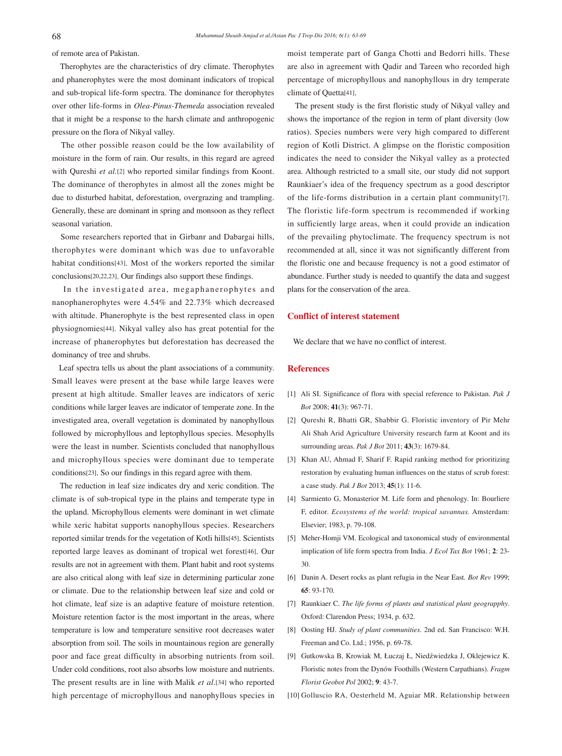of remote area of Pakistan.

Therophytes are the characteristics of dry climate. Therophytes and phanerophytes were the most dominant indicators of tropical and sub-tropical life-form spectra. The dominance for therophytes over other life-forms in *Olea-Pinus-Themeda* association revealed that it might be a response to the harsh climate and anthropogenic pressure on the flora of Nikyal valley.

The other possible reason could be the low availability of moisture in the form of rain. Our results, in this regard are agreed with Qureshi *et al.*[2] who reported similar findings from Koont. The dominance of therophytes in almost all the zones might be due to disturbed habitat, deforestation, overgrazing and trampling. Generally, these are dominant in spring and monsoon as they reflect seasonal variation.

Some researchers reported that in Girbanr and Dabargai hills, therophytes were dominant which was due to unfavorable habitat conditions[43]. Most of the workers reported the similar conclusions[20,22,23]. Our findings also support these findings.

In the investigated area, megaphanerophytes and nanophanerophytes were 4.54% and 22.73% which decreased with altitude. Phanerophyte is the best represented class in open physiognomies[44]. Nikyal valley also has great potential for the increase of phanerophytes but deforestation has decreased the dominancy of tree and shrubs.

Leaf spectra tells us about the plant associations of a community. Small leaves were present at the base while large leaves were present at high altitude. Smaller leaves are indicators of xeric conditions while larger leaves are indicator of temperate zone. In the investigated area, overall vegetation is dominated by nanophyllous followed by microphyllous and leptophyllous species. Mesophylls were the least in number. Scientists concluded that nanophyllous and microphyllous species were dominant due to temperate conditions[23]. So our findings in this regard agree with them.

The reduction in leaf size indicates dry and xeric condition. The climate is of sub-tropical type in the plains and temperate type in the upland. Microphyllous elements were dominant in wet climate while xeric habitat supports nanophyllous species. Researchers reported similar trends for the vegetation of Kotli hills[45]. Scientists reported large leaves as dominant of tropical wet forest[46]. Our results are not in agreement with them. Plant habit and root systems are also critical along with leaf size in determining particular zone or climate. Due to the relationship between leaf size and cold or hot climate, leaf size is an adaptive feature of moisture retention. Moisture retention factor is the most important in the areas, where temperature is low and temperature sensitive root decreases water absorption from soil. The soils in mountainous region are generally poor and face great difficulty in absorbing nutrients from soil. Under cold conditions, root also absorbs low moisture and nutrients. The present results are in line with Malik *et al*.[34] who reported high percentage of microphyllous and nanophyllous species in moist temperate part of Ganga Chotti and Bedorri hills. These are also in agreement with Qadir and Tareen who recorded high percentage of microphyllous and nanophyllous in dry temperate climate of Quetta[41].

The present study is the first floristic study of Nikyal valley and shows the importance of the region in term of plant diversity (low ratios). Species numbers were very high compared to different region of Kotli District. A glimpse on the floristic composition indicates the need to consider the Nikyal valley as a protected area. Although restricted to a small site, our study did not support Raunkiaer's idea of the frequency spectrum as a good descriptor of the life-forms distribution in a certain plant community[7]. The floristic life-form spectrum is recommended if working in sufficiently large areas, when it could provide an indication of the prevailing phytoclimate. The frequency spectrum is not recommended at all, since it was not significantly different from the floristic one and because frequency is not a good estimator of abundance. Further study is needed to quantify the data and suggest plans for the conservation of the area.

## Conflict of interest statement

We declare that we have no conflict of interest.

## References

[1] Ali SI. Significance of flora with special reference to Pakistan. *Pak J Bot* 2008; **41**(3): 967-71.

[2] Qureshi R, Bhatti GR, Shabbir G. Floristic inventory of Pir Mehr Ali Shah Arid Agriculture University research farm at Koont and its surrounding areas. *Pak J Bot* 2011; **43**(3): 1679-84.

[3] Khan AU, Ahmad F, Sharif F. Rapid ranking method for prioritizing restoration by evaluating human influences on the status of scrub forest: a case study. *Pak J Bot* 2013; **45**(1): 11-6.

[4] Sarmiento G, Monasterior M. Life form and phenology. In: Bourliere F, editor. *Ecosystems of the world: tropical savannas.* Amsterdam: Elsevier; 1983, p. 79-108.

[5] Meher-Homji VM. Ecological and taxonomical study of environmental implication of life form spectra from India. *J Ecol Tax Bot* 1961; **2**: 23-30.

[6] Danin A. Desert rocks as plant refugia in the Near East. *Bot Rev* 1999; **65**: 93-170.

[7] Raunkiaer C. *The life forms of plants and statistical plant geograpphy*. Oxford: Clarendon Press; 1934, p. 632.

[8] Oosting HJ. *Study of plant communities*. 2nd ed. San Francisco: W.H. Freeman and Co. Ltd.; 1956, p. 69-78.

[9] Gutkowska B, Krowiak M, Łuczaj Ł, Niedźwiedzka J, Oklejewicz K. Floristic notes from the Dynów Foothills (Western Carpathians). *Fragm Florist Geobot Pol* 2002; **9**: 43-7.

[10] Golluscio RA, Oesterheld M, Aguiar MR. Relationship between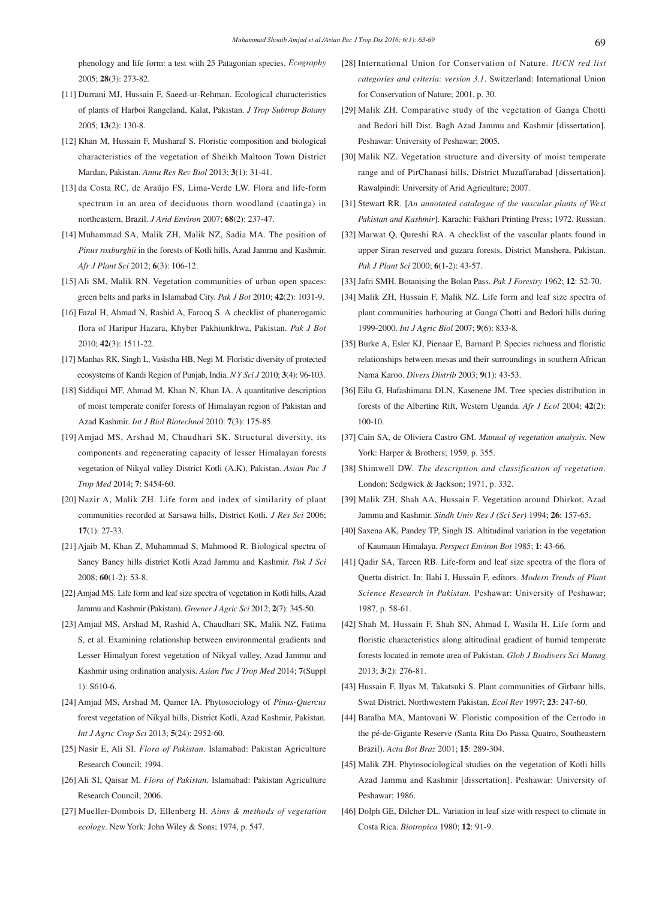phenology and life form: a test with 25 Patagonian species. *Ecography* 2005; **28**(3): 273-82.

[11] Durrani MJ, Hussain F, Saeed-ur-Rehman. Ecological characteristics of plants of Harboi Rangeland, Kalat, Pakistan. *J Trop Subtrop Botany* 2005; **13**(2): 130-8.

[12] Khan M, Hussain F, Musharaf S. Floristic composition and biological characteristics of the vegetation of Sheikh Maltoon Town District Mardan, Pakistan. *Annu Res Rev Biol* 2013; **3**(1): 31-41.

[13] da Costa RC, de Araújo FS, Lima-Verde LW. Flora and life-form spectrum in an area of deciduous thorn woodland (caatinga) in northeastern, Brazil. *J Arid Environ* 2007; **68**(2): 237-47.

[14] Muhammad SA, Malik ZH, Malik NZ, Sadia MA. The position of *Pinus roxburghii* in the forests of Kotli hills, Azad Jammu and Kashmir. *Afr J Plant Sci* 2012; **6**(3): 106-12.

[15] Ali SM, Malik RN. Vegetation communities of urban open spaces: green belts and parks in Islamabad City. *Pak J Bot* 2010; **42**(2): 1031-9.

[16] Fazal H, Ahmad N, Rashid A, Farooq S. A checklist of phanerogamic flora of Haripur Hazara, Khyber Pakhtunkhwa, Pakistan. *Pak J Bot* 2010; **42**(3): 1511-22.

[17] Manhas RK, Singh L, Vasistha HB, Negi M. Floristic diversity of protected ecosystems of Kandi Region of Punjab, India. *N Y Sci J* 2010; **3**(4): 96-103.

[18] Siddiqui MF, Ahmad M, Khan N, Khan IA. A quantitative description of moist temperate conifer forests of Himalayan region of Pakistan and Azad Kashmir. *Int J Biol Biotechnol* 2010: **7**(3): 175-85.

[19] Amjad MS, Arshad M, Chaudhari SK. Structural diversity, its components and regenerating capacity of lesser Himalayan forests vegetation of Nikyal valley District Kotli (A.K), Pakistan. *Asian Pac J Trop Med* 2014; **7**: S454-60.

[20] Nazir A, Malik ZH. Life form and index of similarity of plant communities recorded at Sarsawa hills, District Kotli. *J Res Sci* 2006; **17**(1): 27-33.

[21] Ajaib M, Khan Z, Muhammad S, Mahmood R. Biological spectra of Saney Baney hills district Kotli Azad Jammu and Kashmir. *Pak J Sci* 2008; **60**(1-2): 53-8.

[22] Amjad MS. Life form and leaf size spectra of vegetation in Kotli hills, Azad Jammu and Kashmir (Pakistan). *Greener J Agric Sci* 2012; **2**(7): 345-50.

[23] Amjad MS, Arshad M, Rashid A, Chaudhari SK, Malik NZ, Fatima S, et al. Examining relationship between environmental gradients and Lesser Himalyan forest vegetation of Nikyal valley, Azad Jammu and Kashmir using ordination analysis. *Asian Pac J Trop Med* 2014; **7**(Suppl 1): S610-6.

[24] Amjad MS, Arshad M, Qamer IA. Phytosociology of *Pinus-Quercus* forest vegetation of Nikyal hills, District Kotli, Azad Kashmir, Pakistan. *Int J Agric Crop Sci* 2013; **5**(24): 2952-60.

[25] Nasir E, Ali SI. *Flora of Pakistan*. Islamabad: Pakistan Agriculture Research Council; 1994.

[26] Ali SI, Qaisar M. *Flora of Pakistan*. Islamabad: Pakistan Agriculture Research Council; 2006.

[27] Mueller-Dombois D, Ellenberg H. *Aims & methods of vegetation ecology*. New York: John Wiley & Sons; 1974, p. 547.

[28] International Union for Conservation of Nature. *IUCN red list categories and criteria: version 3.1*. Switzerland: International Union for Conservation of Nature; 2001, p. 30.

[29] Malik ZH. Comparative study of the vegetation of Ganga Chotti and Bedori hill Dist. Bagh Azad Jammu and Kashmir [dissertation]. Peshawar: University of Peshawar; 2005.

[30] Malik NZ. Vegetation structure and diversity of moist temperate range and of PirChanasi hills, District Muzaffarabad [dissertation]. Rawalpindi: University of Arid Agriculture; 2007.

[31] Stewart RR. [*An annotated catalogue of the vascular plants of West Pakistan and Kashmir*]. Karachi: Fakhari Printing Press; 1972. Russian.

[32] Marwat Q, Qureshi RA. A checklist of the vascular plants found in upper Siran reserved and guzara forests, District Manshera, Pakistan. *Pak J Plant Sci* 2000; **6**(1-2): 43-57.

[33] Jafri SMH. Botanising the Bolan Pass. *Pak J Forestry* 1962; **12**: 52-70.

[34] Malik ZH, Hussain F, Malik NZ. Life form and leaf size spectra of plant communities harbouring at Ganga Chotti and Bedori hills during 1999-2000. *Int J Agric Biol* 2007; **9**(6): 833-8.

[35] Burke A, Esler KJ, Pienaar E, Barnard P. Species richness and floristic relationships between mesas and their surroundings in southern African Nama Karoo. *Divers Distrib* 2003; **9**(1): 43-53.

[36] Eilu G, Hafashimana DLN, Kasenene JM. Tree species distribution in forests of the Albertine Rift, Western Uganda. *Afr J Ecol* 2004; **42**(2): 100-10.

[37] Cain SA, de Oliviera Castro GM. *Manual of vegetation analysis*. New York: Harper & Brothers; 1959, p. 355.

[38] Shimwell DW. *The description and classification of vegetation*. London: Sedgwick & Jackson; 1971, p. 332.

[39] Malik ZH, Shah AA, Hussain F. Vegetation around Dhirkot, Azad Jammu and Kashmir. *Sindh Univ Res J (Sci Ser)* 1994; **26**: 157-65.

[40] Saxena AK, Pandey TP, Singh JS. Altitudinal variation in the vegetation of Kaumaun Himalaya. *Perspect Environ Bot* 1985; **1**: 43-66.

[41] Qadir SA, Tareen RB. Life-form and leaf size spectra of the flora of Quetta district. In: Ilahi I, Hussain F, editors. *Modern Trends of Plant Science Research in Pakistan.* Peshawar: University of Peshawar; 1987, p. 58-61.

[42] Shah M, Hussain F, Shah SN, Ahmad I, Wasila H. Life form and floristic characteristics along altitudinal gradient of humid temperate forests located in remote area of Pakistan. *Glob J Biodivers Sci Manag* 2013; **3**(2): 276-81.

[43] Hussain F, Ilyas M, Takatsuki S. Plant communities of Girbanr hills, Swat District, Northwestern Pakistan. *Ecol Rev* 1997; **23**: 247-60.

[44] Batalha MA, Mantovani W. Floristic composition of the Cerrodo in the pé-de-Gigante Reserve (Santa Rita Do Passa Quatro, Southeastern Brazil). *Acta Bot Braz* 2001; **15**: 289-304.

[45] Malik ZH. Phytosociological studies on the vegetation of Kotli hills Azad Jammu and Kashmir [dissertation]. Peshawar: University of Peshawar; 1986.

[46] Dolph GE, Dilcher DL. Variation in leaf size with respect to climate in Costa Rica. *Biotropica* 1980; **12**: 91-9.